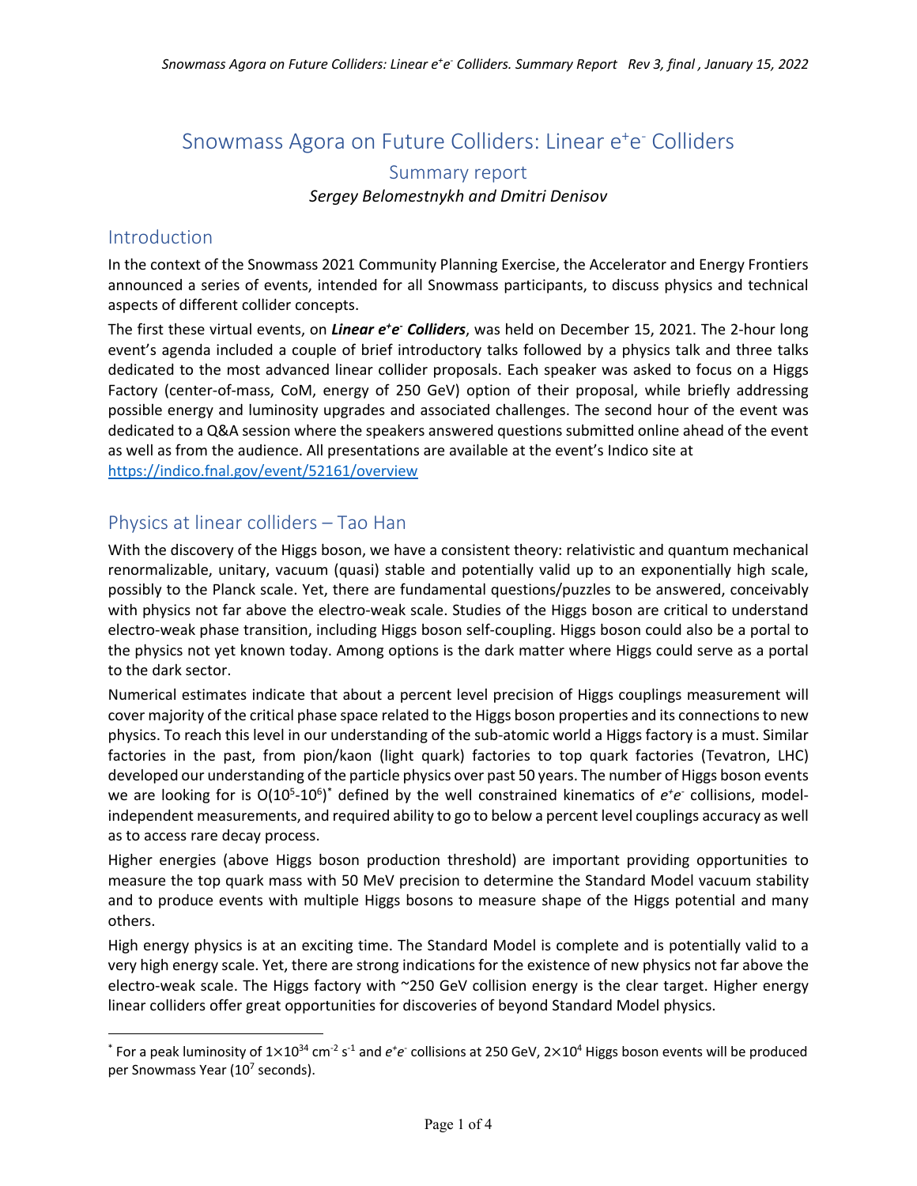# Snowmass Agora on Future Colliders: Linear $e^+e^-$ Colliders

## Summary report

*Sergey Belomestnykh and Dmitri Denisov*

## Introduction

In the context of the Snowmass 2021 Community Planning Exercise, the Accelerator and Energy Frontiers announced a series of events, intended for all Snowmass participants, to discuss physics and technical aspects of different collider concepts.

The first these virtual events, on ***Linear $e^+e^-$ Colliders***, was held on December 15, 2021. The 2-hour long event's agenda included a couple of brief introductory talks followed by a physics talk and three talks dedicated to the most advanced linear collider proposals. Each speaker was asked to focus on a Higgs Factory (center-of-mass, CoM, energy of 250 GeV) option of their proposal, while briefly addressing possible energy and luminosity upgrades and associated challenges. The second hour of the event was dedicated to a Q&A session where the speakers answered questions submitted online ahead of the event as well as from the audience. All presentations are available at the event's Indico site at https://indico.fnal.gov/event/52161/overview

## Physics at linear colliders – Tao Han

With the discovery of the Higgs boson, we have a consistent theory: relativistic and quantum mechanical renormalizable, unitary, vacuum (quasi) stable and potentially valid up to an exponentially high scale, possibly to the Planck scale. Yet, there are fundamental questions/puzzles to be answered, conceivably with physics not far above the electro-weak scale. Studies of the Higgs boson are critical to understand electro-weak phase transition, including Higgs boson self-coupling. Higgs boson could also be a portal to the physics not yet known today. Among options is the dark matter where Higgs could serve as a portal to the dark sector.

Numerical estimates indicate that about a percent level precision of Higgs couplings measurement will cover majority of the critical phase space related to the Higgs boson properties and its connections to new physics. To reach this level in our understanding of the sub-atomic world a Higgs factory is a must. Similar factories in the past, from pion/kaon (light quark) factories to top quark factories (Tevatron, LHC) developed our understanding of the particle physics over past 50 years. The number of Higgs boson events we are looking for is $O(10^5\text{-}10^6)$[*] defined by the well constrained kinematics of $e^+e^-$ collisions, model-independent measurements, and required ability to go to below a percent level couplings accuracy as well as to access rare decay process.

Higher energies (above Higgs boson production threshold) are important providing opportunities to measure the top quark mass with 50 MeV precision to determine the Standard Model vacuum stability and to produce events with multiple Higgs bosons to measure shape of the Higgs potential and many others.

High energy physics is at an exciting time. The Standard Model is complete and is potentially valid to a very high energy scale. Yet, there are strong indications for the existence of new physics not far above the electro-weak scale. The Higgs factory with ~250 GeV collision energy is the clear target. Higher energy linear colliders offer great opportunities for discoveries of beyond Standard Model physics.

---

[*] For a peak luminosity of $1\times10^{34}$ cm$^{-2}$ s$^{-1}$ and $e^+e^-$ collisions at 250 GeV, $2\times10^4$ Higgs boson events will be produced per Snowmass Year ($10^7$ seconds).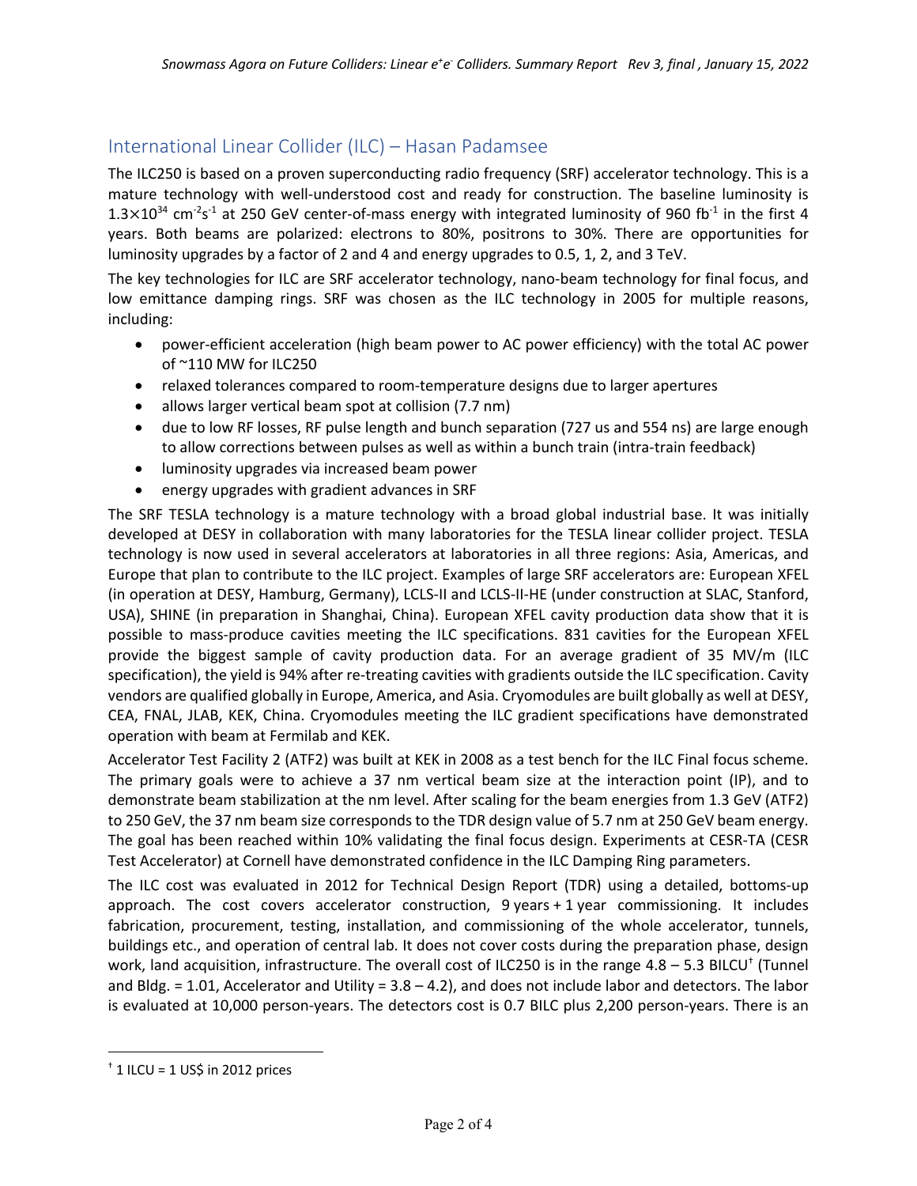## International Linear Collider (ILC) – Hasan Padamsee

The ILC250 is based on a proven superconducting radio frequency (SRF) accelerator technology. This is a mature technology with well-understood cost and ready for construction. The baseline luminosity is $1.3\times10^{34}$ $cm^{-2}s^{-1}$ at 250 GeV center-of-mass energy with integrated luminosity of 960 $fb^{-1}$ in the first 4 years. Both beams are polarized: electrons to 80%, positrons to 30%. There are opportunities for luminosity upgrades by a factor of 2 and 4 and energy upgrades to 0.5, 1, 2, and 3 TeV.

The key technologies for ILC are SRF accelerator technology, nano-beam technology for final focus, and low emittance damping rings. SRF was chosen as the ILC technology in 2005 for multiple reasons, including:

- power-efficient acceleration (high beam power to AC power efficiency) with the total AC power of ~110 MW for ILC250
- relaxed tolerances compared to room-temperature designs due to larger apertures
- allows larger vertical beam spot at collision (7.7 nm)
- due to low RF losses, RF pulse length and bunch separation (727 us and 554 ns) are large enough to allow corrections between pulses as well as within a bunch train (intra-train feedback)
- luminosity upgrades via increased beam power
- energy upgrades with gradient advances in SRF

The SRF TESLA technology is a mature technology with a broad global industrial base. It was initially developed at DESY in collaboration with many laboratories for the TESLA linear collider project. TESLA technology is now used in several accelerators at laboratories in all three regions: Asia, Americas, and Europe that plan to contribute to the ILC project. Examples of large SRF accelerators are: European XFEL (in operation at DESY, Hamburg, Germany), LCLS-II and LCLS-II-HE (under construction at SLAC, Stanford, USA), SHINE (in preparation in Shanghai, China). European XFEL cavity production data show that it is possible to mass-produce cavities meeting the ILC specifications. 831 cavities for the European XFEL provide the biggest sample of cavity production data. For an average gradient of 35 MV/m (ILC specification), the yield is 94% after re-treating cavities with gradients outside the ILC specification. Cavity vendors are qualified globally in Europe, America, and Asia. Cryomodules are built globally as well at DESY, CEA, FNAL, JLAB, KEK, China. Cryomodules meeting the ILC gradient specifications have demonstrated operation with beam at Fermilab and KEK.

Accelerator Test Facility 2 (ATF2) was built at KEK in 2008 as a test bench for the ILC Final focus scheme. The primary goals were to achieve a 37 nm vertical beam size at the interaction point (IP), and to demonstrate beam stabilization at the nm level. After scaling for the beam energies from 1.3 GeV (ATF2) to 250 GeV, the 37 nm beam size corresponds to the TDR design value of 5.7 nm at 250 GeV beam energy. The goal has been reached within 10% validating the final focus design. Experiments at CESR-TA (CESR Test Accelerator) at Cornell have demonstrated confidence in the ILC Damping Ring parameters.

The ILC cost was evaluated in 2012 for Technical Design Report (TDR) using a detailed, bottoms-up approach. The cost covers accelerator construction, 9 years + 1 year commissioning. It includes fabrication, procurement, testing, installation, and commissioning of the whole accelerator, tunnels, buildings etc., and operation of central lab. It does not cover costs during the preparation phase, design work, land acquisition, infrastructure. The overall cost of ILC250 is in the range 4.8 – 5.3 BILCU† (Tunnel and Bldg. = 1.01, Accelerator and Utility = 3.8 – 4.2), and does not include labor and detectors. The labor is evaluated at 10,000 person-years. The detectors cost is 0.7 BILC plus 2,200 person-years. There is an

† 1 ILCU = 1 US$ in 2012 prices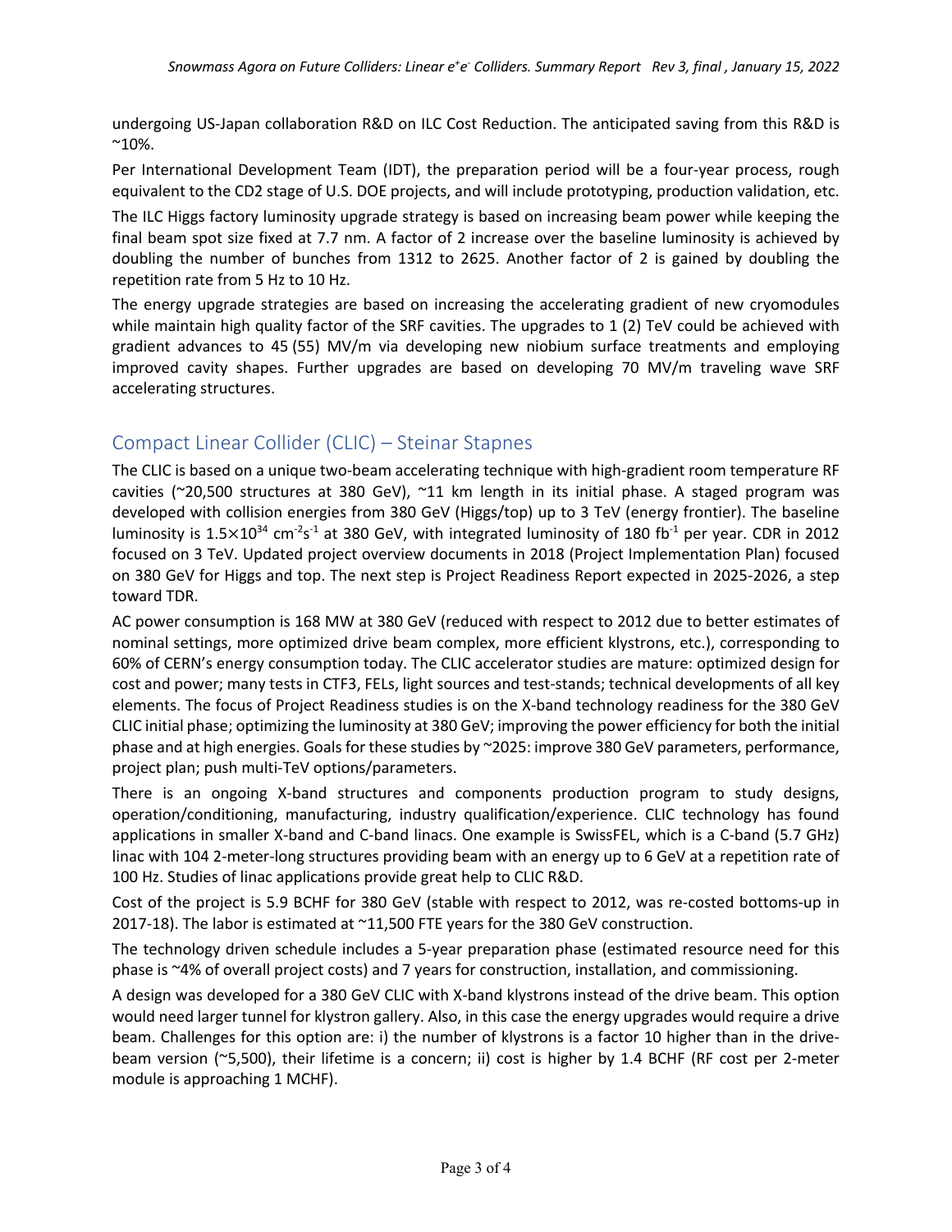undergoing US-Japan collaboration R&D on ILC Cost Reduction. The anticipated saving from this R&D is ~10%.

Per International Development Team (IDT), the preparation period will be a four-year process, rough equivalent to the CD2 stage of U.S. DOE projects, and will include prototyping, production validation, etc.

The ILC Higgs factory luminosity upgrade strategy is based on increasing beam power while keeping the final beam spot size fixed at 7.7 nm. A factor of 2 increase over the baseline luminosity is achieved by doubling the number of bunches from 1312 to 2625. Another factor of 2 is gained by doubling the repetition rate from 5 Hz to 10 Hz.

The energy upgrade strategies are based on increasing the accelerating gradient of new cryomodules while maintain high quality factor of the SRF cavities. The upgrades to 1 (2) TeV could be achieved with gradient advances to 45 (55) MV/m via developing new niobium surface treatments and employing improved cavity shapes. Further upgrades are based on developing 70 MV/m traveling wave SRF accelerating structures.

## Compact Linear Collider (CLIC) – Steinar Stapnes

The CLIC is based on a unique two-beam accelerating technique with high-gradient room temperature RF cavities (~20,500 structures at 380 GeV), ~11 km length in its initial phase. A staged program was developed with collision energies from 380 GeV (Higgs/top) up to 3 TeV (energy frontier). The baseline luminosity is $1.5\times10^{34}$ $cm^{-2}s^{-1}$ at 380 GeV, with integrated luminosity of 180 $fb^{-1}$ per year. CDR in 2012 focused on 3 TeV. Updated project overview documents in 2018 (Project Implementation Plan) focused on 380 GeV for Higgs and top. The next step is Project Readiness Report expected in 2025-2026, a step toward TDR.

AC power consumption is 168 MW at 380 GeV (reduced with respect to 2012 due to better estimates of nominal settings, more optimized drive beam complex, more efficient klystrons, etc.), corresponding to 60% of CERN's energy consumption today. The CLIC accelerator studies are mature: optimized design for cost and power; many tests in CTF3, FELs, light sources and test-stands; technical developments of all key elements. The focus of Project Readiness studies is on the X-band technology readiness for the 380 GeV CLIC initial phase; optimizing the luminosity at 380 GeV; improving the power efficiency for both the initial phase and at high energies. Goals for these studies by ~2025: improve 380 GeV parameters, performance, project plan; push multi-TeV options/parameters.

There is an ongoing X-band structures and components production program to study designs, operation/conditioning, manufacturing, industry qualification/experience. CLIC technology has found applications in smaller X-band and C-band linacs. One example is SwissFEL, which is a C-band (5.7 GHz) linac with 104 2-meter-long structures providing beam with an energy up to 6 GeV at a repetition rate of 100 Hz. Studies of linac applications provide great help to CLIC R&D.

Cost of the project is 5.9 BCHF for 380 GeV (stable with respect to 2012, was re-costed bottoms-up in 2017-18). The labor is estimated at ~11,500 FTE years for the 380 GeV construction.

The technology driven schedule includes a 5-year preparation phase (estimated resource need for this phase is ~4% of overall project costs) and 7 years for construction, installation, and commissioning.

A design was developed for a 380 GeV CLIC with X-band klystrons instead of the drive beam. This option would need larger tunnel for klystron gallery. Also, in this case the energy upgrades would require a drive beam. Challenges for this option are: i) the number of klystrons is a factor 10 higher than in the drive-beam version (~5,500), their lifetime is a concern; ii) cost is higher by 1.4 BCHF (RF cost per 2-meter module is approaching 1 MCHF).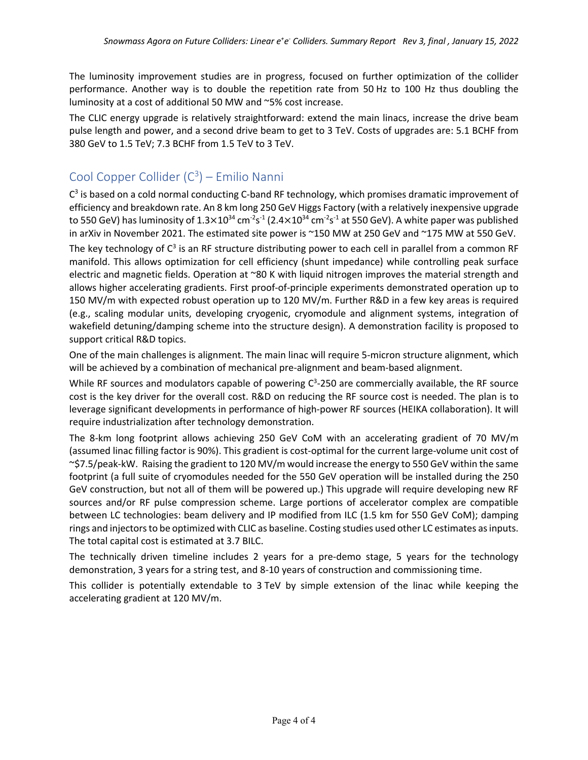The luminosity improvement studies are in progress, focused on further optimization of the collider performance. Another way is to double the repetition rate from 50 Hz to 100 Hz thus doubling the luminosity at a cost of additional 50 MW and ~5% cost increase.

The CLIC energy upgrade is relatively straightforward: extend the main linacs, increase the drive beam pulse length and power, and a second drive beam to get to 3 TeV. Costs of upgrades are: 5.1 BCHF from 380 GeV to 1.5 TeV; 7.3 BCHF from 1.5 TeV to 3 TeV.

## Cool Copper Collider ($C^3$) – Emilio Nanni

$C^3$ is based on a cold normal conducting C-band RF technology, which promises dramatic improvement of efficiency and breakdown rate. An 8 km long 250 GeV Higgs Factory (with a relatively inexpensive upgrade to 550 GeV) has luminosity of $1.3\times10^{34}$ cm$^{-2}$s$^{-1}$ ($2.4\times10^{34}$ cm$^{-2}$s$^{-1}$ at 550 GeV). A white paper was published in arXiv in November 2021. The estimated site power is ~150 MW at 250 GeV and ~175 MW at 550 GeV.

The key technology of $C^3$ is an RF structure distributing power to each cell in parallel from a common RF manifold. This allows optimization for cell efficiency (shunt impedance) while controlling peak surface electric and magnetic fields. Operation at ~80 K with liquid nitrogen improves the material strength and allows higher accelerating gradients. First proof-of-principle experiments demonstrated operation up to 150 MV/m with expected robust operation up to 120 MV/m. Further R&D in a few key areas is required (e.g., scaling modular units, developing cryogenic, cryomodule and alignment systems, integration of wakefield detuning/damping scheme into the structure design). A demonstration facility is proposed to support critical R&D topics.

One of the main challenges is alignment. The main linac will require 5-micron structure alignment, which will be achieved by a combination of mechanical pre-alignment and beam-based alignment.

While RF sources and modulators capable of powering $C^3$-250 are commercially available, the RF source cost is the key driver for the overall cost. R&D on reducing the RF source cost is needed. The plan is to leverage significant developments in performance of high-power RF sources (HEIKA collaboration). It will require industrialization after technology demonstration.

The 8-km long footprint allows achieving 250 GeV CoM with an accelerating gradient of 70 MV/m (assumed linac filling factor is 90%). This gradient is cost-optimal for the current large-volume unit cost of ~$7.5/peak-kW. Raising the gradient to 120 MV/m would increase the energy to 550 GeV within the same footprint (a full suite of cryomodules needed for the 550 GeV operation will be installed during the 250 GeV construction, but not all of them will be powered up.) This upgrade will require developing new RF sources and/or RF pulse compression scheme. Large portions of accelerator complex are compatible between LC technologies: beam delivery and IP modified from ILC (1.5 km for 550 GeV CoM); damping rings and injectors to be optimized with CLIC as baseline. Costing studies used other LC estimates as inputs. The total capital cost is estimated at 3.7 BILC.

The technically driven timeline includes 2 years for a pre-demo stage, 5 years for the technology demonstration, 3 years for a string test, and 8-10 years of construction and commissioning time.

This collider is potentially extendable to 3 TeV by simple extension of the linac while keeping the accelerating gradient at 120 MV/m.